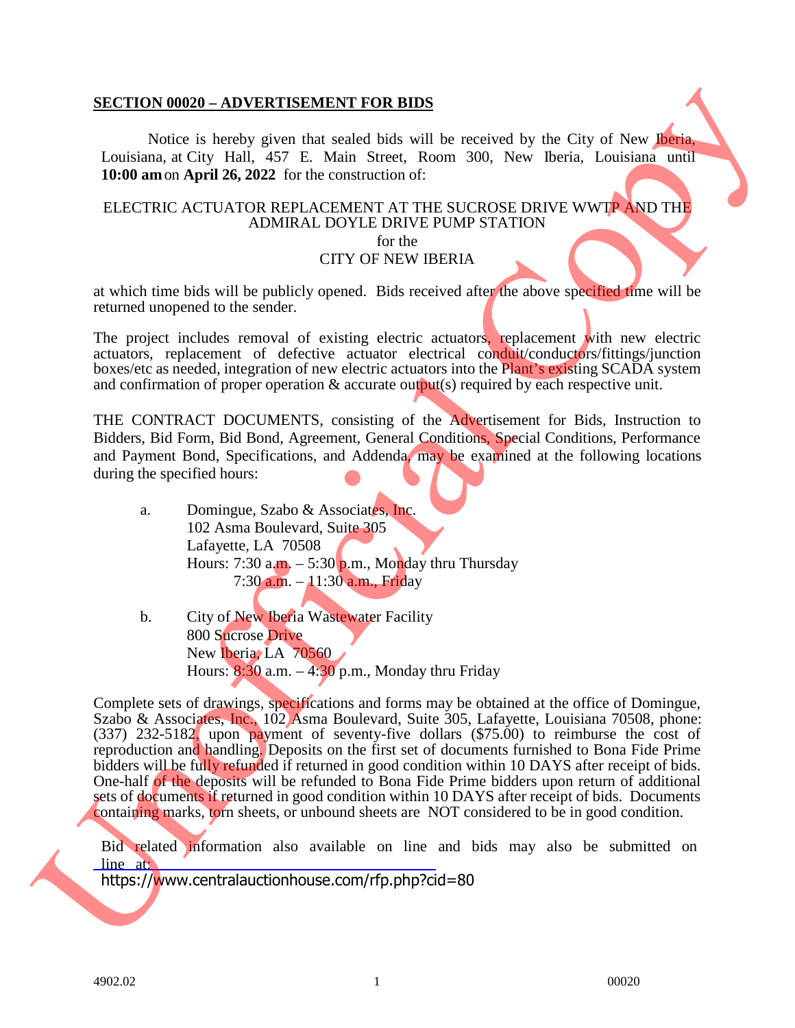**SECTION 00020 – ADVERTISEMENT FOR BIDS**

Notice is hereby given that sealed bids will be received by the City of New Iberia, Louisiana, at City Hall, 457 E. Main Street, Room 300, New Iberia, Louisiana until **10:00 am** on **April 26, 2022** for the construction of:

ELECTRIC ACTUATOR REPLACEMENT AT THE SUCROSE DRIVE WWTP AND THE ADMIRAL DOYLE DRIVE PUMP STATION
for the
CITY OF NEW IBERIA

at which time bids will be publicly opened. Bids received after the above specified time will be returned unopened to the sender.

The project includes removal of existing electric actuators, replacement with new electric actuators, replacement of defective actuator electrical conduit/conductors/fittings/junction boxes/etc as needed, integration of new electric actuators into the Plant's existing SCADA system and confirmation of proper operation & accurate output(s) required by each respective unit.

THE CONTRACT DOCUMENTS, consisting of the Advertisement for Bids, Instruction to Bidders, Bid Form, Bid Bond, Agreement, General Conditions, Special Conditions, Performance and Payment Bond, Specifications, and Addenda, may be examined at the following locations during the specified hours:

a. Domingue, Szabo & Associates, Inc.
   102 Asma Boulevard, Suite 305
   Lafayette, LA 70508
   Hours: 7:30 a.m. – 5:30 p.m., Monday thru Thursday
   7:30 a.m. – 11:30 a.m., Friday

b. City of New Iberia Wastewater Facility
   800 Sucrose Drive
   New Iberia, LA 70560
   Hours: 8:30 a.m. – 4:30 p.m., Monday thru Friday

Complete sets of drawings, specifications and forms may be obtained at the office of Domingue, Szabo & Associates, Inc., 102 Asma Boulevard, Suite 305, Lafayette, Louisiana 70508, phone: (337) 232-5182, upon payment of seventy-five dollars ($75.00) to reimburse the cost of reproduction and handling. Deposits on the first set of documents furnished to Bona Fide Prime bidders will be fully refunded if returned in good condition within 10 DAYS after receipt of bids. One-half of the deposits will be refunded to Bona Fide Prime bidders upon return of additional sets of documents if returned in good condition within 10 DAYS after receipt of bids. Documents containing marks, torn sheets, or unbound sheets are NOT considered to be in good condition.

Bid related information also available on line and bids may also be submitted on line at:
https://www.centralauctionhouse.com/rfp.php?cid=80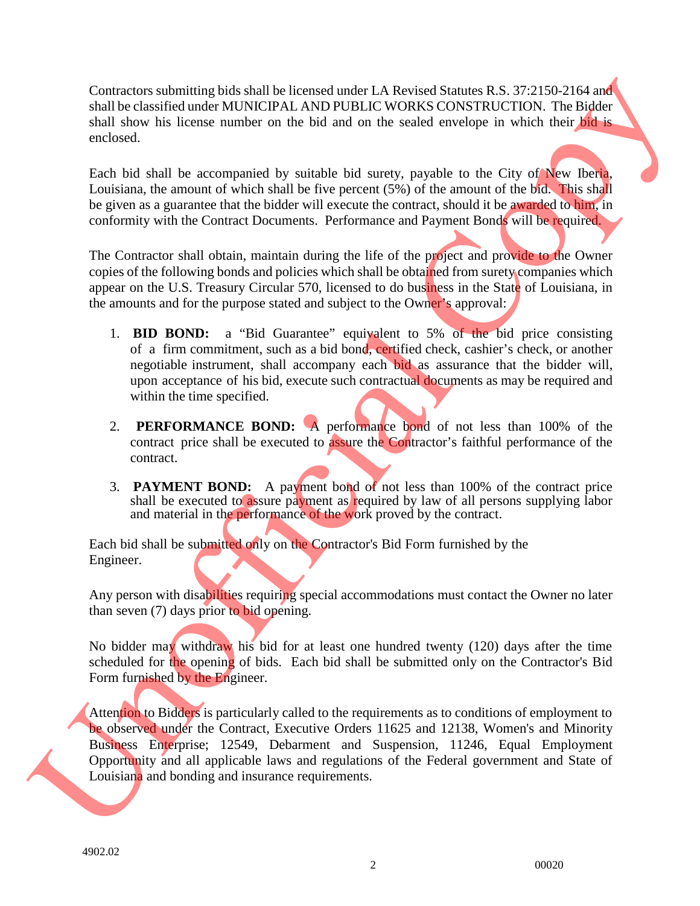Contractors submitting bids shall be licensed under LA Revised Statutes R.S. 37:2150-2164 and shall be classified under MUNICIPAL AND PUBLIC WORKS CONSTRUCTION. The Bidder shall show his license number on the bid and on the sealed envelope in which their bid is enclosed.

Each bid shall be accompanied by suitable bid surety, payable to the City of New Iberia, Louisiana, the amount of which shall be five percent (5%) of the amount of the bid. This shall be given as a guarantee that the bidder will execute the contract, should it be awarded to him, in conformity with the Contract Documents. Performance and Payment Bonds will be required.

The Contractor shall obtain, maintain during the life of the project and provide to the Owner copies of the following bonds and policies which shall be obtained from surety companies which appear on the U.S. Treasury Circular 570, licensed to do business in the State of Louisiana, in the amounts and for the purpose stated and subject to the Owner's approval:

1. **BID BOND:** a "Bid Guarantee" equivalent to 5% of the bid price consisting of a firm commitment, such as a bid bond, certified check, cashier's check, or another negotiable instrument, shall accompany each bid as assurance that the bidder will, upon acceptance of his bid, execute such contractual documents as may be required and within the time specified.

2. **PERFORMANCE BOND:** A performance bond of not less than 100% of the contract price shall be executed to assure the Contractor's faithful performance of the contract.

3. **PAYMENT BOND:** A payment bond of not less than 100% of the contract price shall be executed to assure payment as required by law of all persons supplying labor and material in the performance of the work proved by the contract.

Each bid shall be submitted only on the Contractor's Bid Form furnished by the Engineer.

Any person with disabilities requiring special accommodations must contact the Owner no later than seven (7) days prior to bid opening.

No bidder may withdraw his bid for at least one hundred twenty (120) days after the time scheduled for the opening of bids. Each bid shall be submitted only on the Contractor's Bid Form furnished by the Engineer.

Attention to Bidders is particularly called to the requirements as to conditions of employment to be observed under the Contract, Executive Orders 11625 and 12138, Women's and Minority Business Enterprise; 12549, Debarment and Suspension, 11246, Equal Employment Opportunity and all applicable laws and regulations of the Federal government and State of Louisiana and bonding and insurance requirements.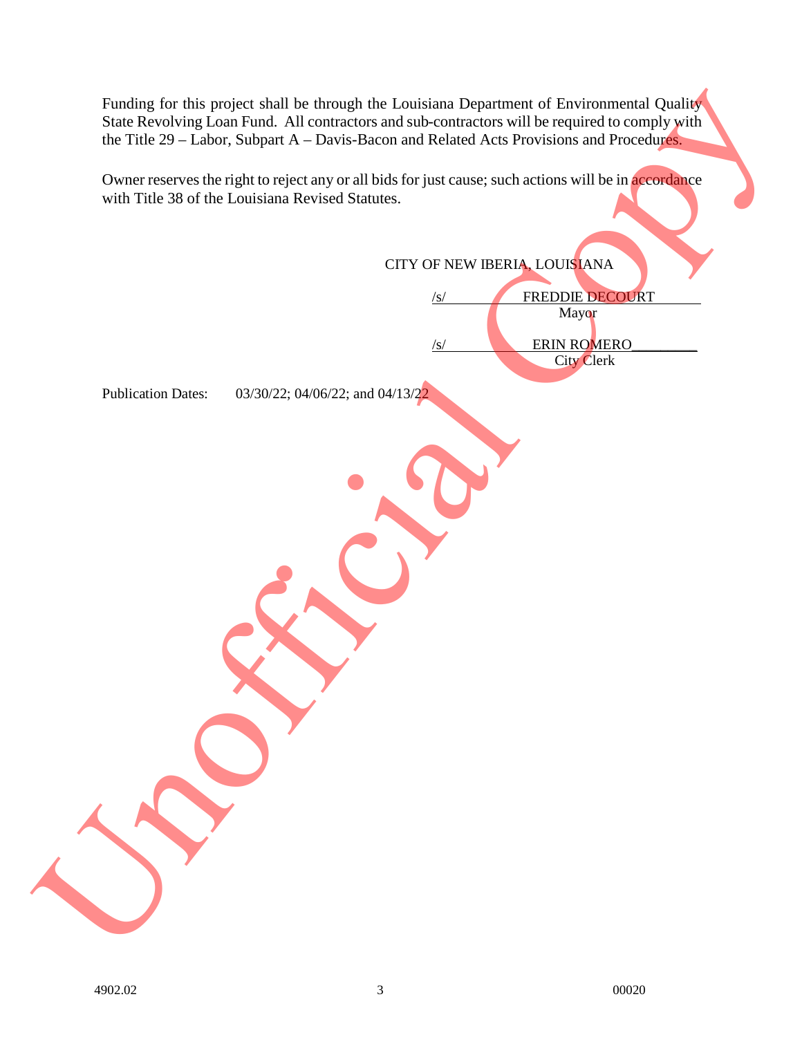Funding for this project shall be through the Louisiana Department of Environmental Quality State Revolving Loan Fund. All contractors and sub-contractors will be required to comply with the Title 29 – Labor, Subpart A – Davis-Bacon and Related Acts Provisions and Procedures.

Owner reserves the right to reject any or all bids for just cause; such actions will be in accordance with Title 38 of the Louisiana Revised Statutes.

CITY OF NEW IBERIA, LOUISIANA

/s/ FREDDIE DECOURT
Mayor

/s/ ERIN ROMERO
City Clerk

Publication Dates: 03/30/22; 04/06/22; and 04/13/22